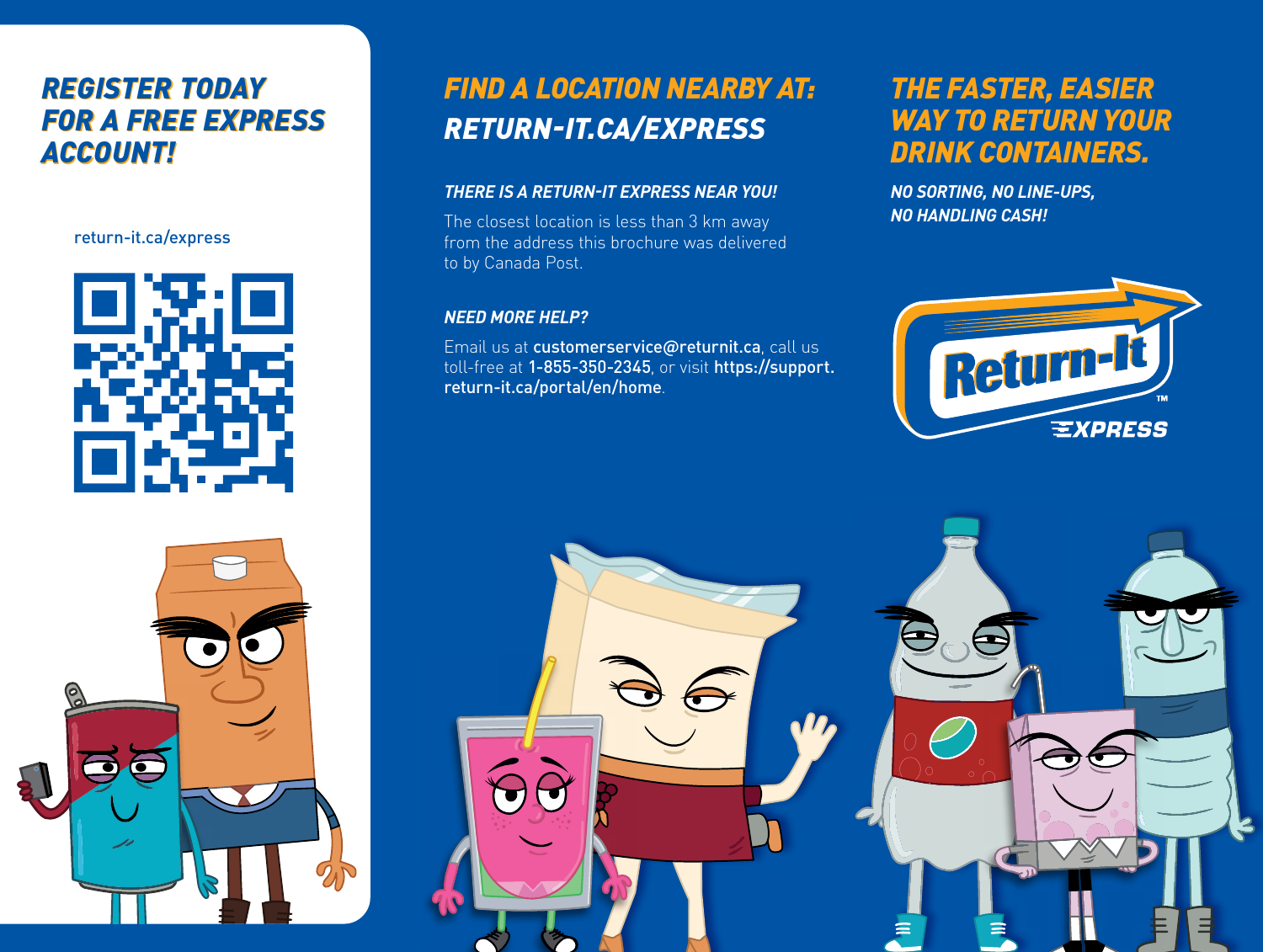## REGISTER TODAY FOR A FREE EXPRESS ACCOUNT!

return-it.ca/express

## FIND A LOCATION NEARBY AT: RETURN-IT.CA/EXPRESS

### THERE IS A RETURN-IT EXPRESS NEAR YOU!

The closest location is less than 3 km away from the address this brochure was delivered to by Canada Post.

### NEED MORE HELP?

Email us at **customerservice@returnit.ca**, call us toll-free at **1-855-350-2345**, or visit **https://support.return-it.ca/portal/en/home**.

## THE FASTER, EASIER WAY TO RETURN YOUR DRINK CONTAINERS.

***NO SORTING, NO LINE-UPS, NO HANDLING CASH!***

Return-It™ EXPRESS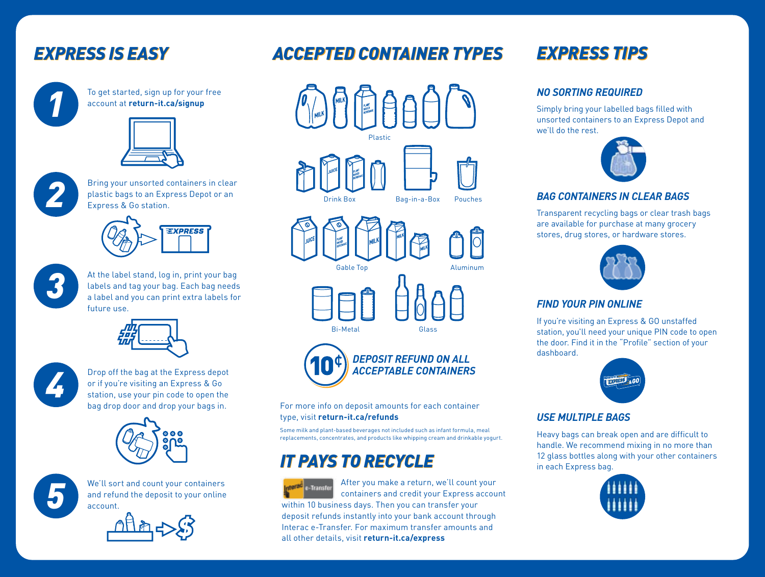## EXPRESS IS EASY

1. To get started, sign up for your free account at **return-it.ca/signup**

2. Bring your unsorted containers in clear plastic bags to an Express Depot or an Express & Go station.

3. At the label stand, log in, print your bag labels and tag your bag. Each bag needs a label and you can print extra labels for future use.

4. Drop off the bag at the Express depot or if you're visiting an Express & Go station, use your pin code to open the bag drop door and drop your bags in.

5. We'll sort and count your containers and refund the deposit to your online account.

## ACCEPTED CONTAINER TYPES

Plastic

Drink Box

Bag-in-a-Box

Pouches

Gable Top

Aluminum

Bi-Metal

Glass

**10¢ DEPOSIT REFUND ON ALL ACCEPTABLE CONTAINERS**

For more info on deposit amounts for each container type, visit **return-it.ca/refunds**

Some milk and plant-based beverages not included such as infant formula, meal replacements, concentrates, and products like whipping cream and drinkable yogurt.

## IT PAYS TO RECYCLE

After you make a return, we'll count your containers and credit your Express account within 10 business days. Then you can transfer your deposit refunds instantly into your bank account through Interac e-Transfer. For maximum transfer amounts and all other details, visit **return-it.ca/express**

## EXPRESS TIPS

### NO SORTING REQUIRED

Simply bring your labelled bags filled with unsorted containers to an Express Depot and we'll do the rest.

### BAG CONTAINERS IN CLEAR BAGS

Transparent recycling bags or clear trash bags are available for purchase at many grocery stores, drug stores, or hardware stores.

### FIND YOUR PIN ONLINE

If you're visiting an Express & GO unstaffed station, you'll need your unique PIN code to open the door. Find it in the "Profile" section of your dashboard.

### USE MULTIPLE BAGS

Heavy bags can break open and are difficult to handle. We recommend mixing in no more than 12 glass bottles along with your other containers in each Express bag.